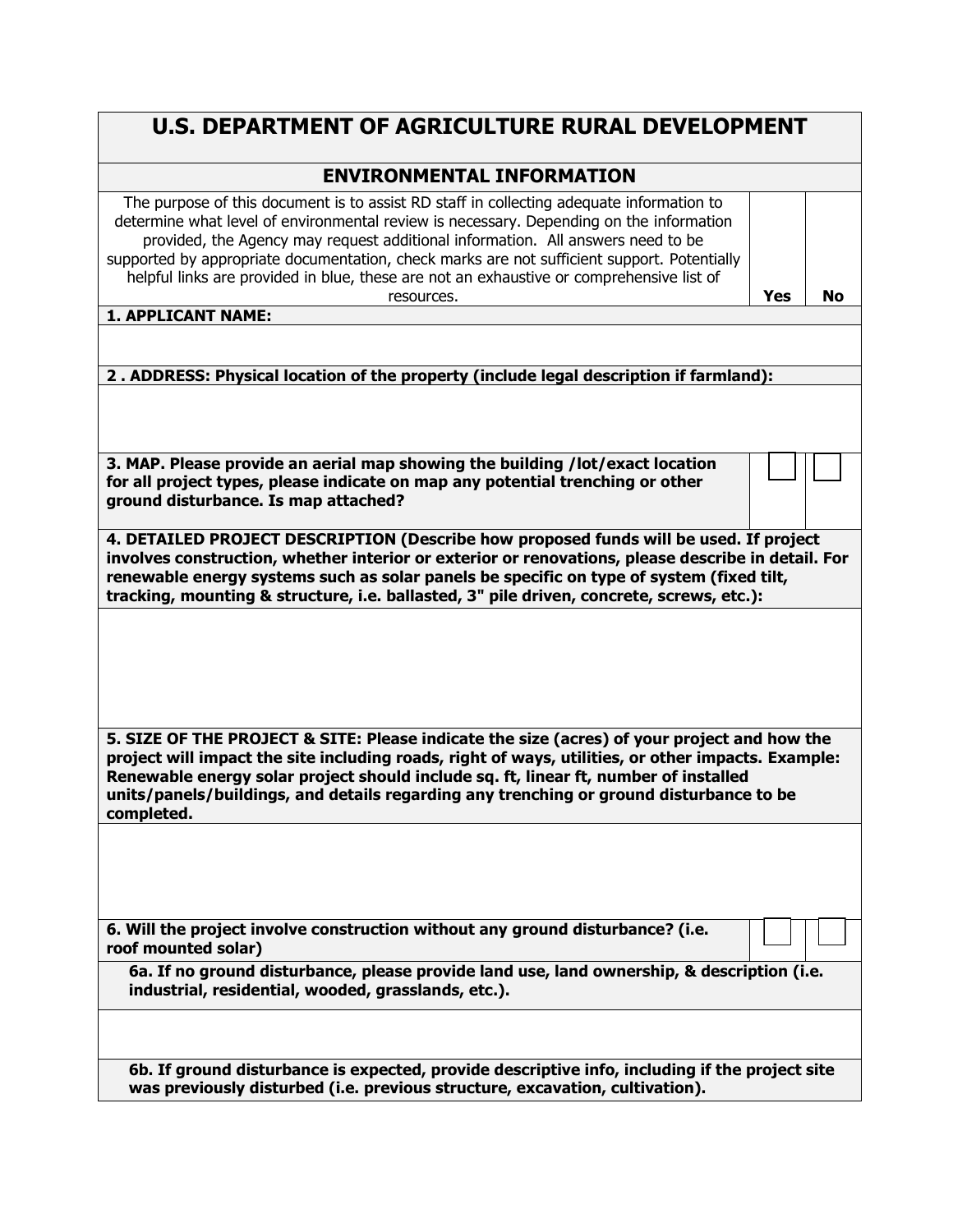# U.S. DEPARTMENT OF AGRICULTURE RURAL DEVELOPMENT

## ENVIRONMENTAL INFORMATION

| The purpose of this document is to assist RD staff in collecting adequate information to determine what level of environmental review is necessary. Depending on the information provided, the Agency may request additional information. All answers need to be supported by appropriate documentation, check marks are not sufficient support. Potentially helpful links are provided in blue, these are not an exhaustive or comprehensive list of resources. | Yes | No |
|---|---|---|
| **1. APPLICANT NAME:** | | |
| | | |
| **2 . ADDRESS: Physical location of the property (include legal description if farmland):** | | |
| | | |
| **3. MAP. Please provide an aerial map showing the building /lot/exact location for all project types, please indicate on map any potential trenching or other ground disturbance. Is map attached?** | ☐ | ☐ |
| **4. DETAILED PROJECT DESCRIPTION (Describe how proposed funds will be used. If project involves construction, whether interior or exterior or renovations, please describe in detail. For renewable energy systems such as solar panels be specific on type of system (fixed tilt, tracking, mounting & structure, i.e. ballasted, 3" pile driven, concrete, screws, etc.):** | | |
| | | |
| **5. SIZE OF THE PROJECT & SITE: Please indicate the size (acres) of your project and how the project will impact the site including roads, right of ways, utilities, or other impacts. Example: Renewable energy solar project should include sq. ft, linear ft, number of installed units/panels/buildings, and details regarding any trenching or ground disturbance to be completed.** | | |
| | | |
| **6. Will the project involve construction without any ground disturbance? (i.e. roof mounted solar)** | ☐ | ☐ |
| **6a. If no ground disturbance, please provide land use, land ownership, & description (i.e. industrial, residential, wooded, grasslands, etc.).** | | |
| | | |
| **6b. If ground disturbance is expected, provide descriptive info, including if the project site was previously disturbed (i.e. previous structure, excavation, cultivation).** | | |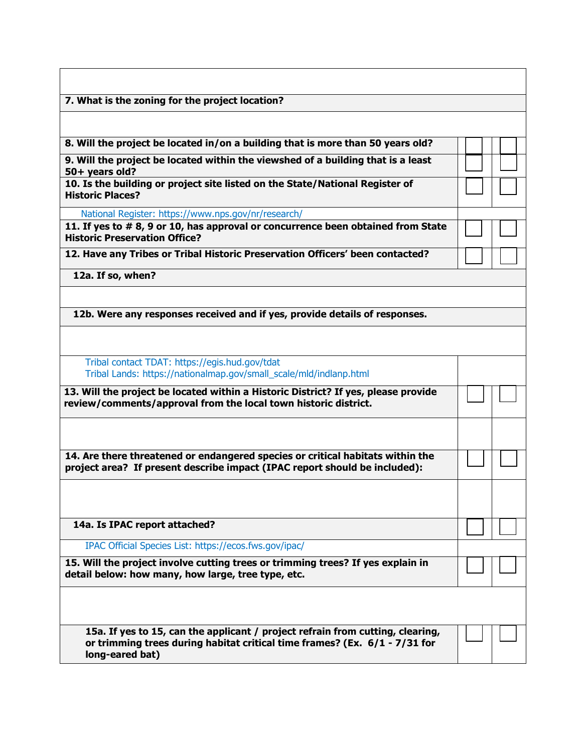| | | |
|---|---|---|
| | | |
| **7. What is the zoning for the project location?** | | |
| | | |
| **8. Will the project be located in/on a building that is more than 50 years old?** | ☐ | ☐ |
| **9. Will the project be located within the viewshed of a building that is a least 50+ years old?** | ☐ | ☐ |
| **10. Is the building or project site listed on the State/National Register of Historic Places?** | ☐ | ☐ |
| National Register: https://www.nps.gov/nr/research/ | | |
| **11. If yes to # 8, 9 or 10, has approval or concurrence been obtained from State Historic Preservation Office?** | ☐ | ☐ |
| **12. Have any Tribes or Tribal Historic Preservation Officers' been contacted?** | ☐ | ☐ |
| **12a. If so, when?** | | |
| | | |
| **12b. Were any responses received and if yes, provide details of responses.** | | |
| | | |
| Tribal contact TDAT: https://egis.hud.gov/tdat<br>Tribal Lands: https://nationalmap.gov/small_scale/mld/indlanp.html | | |
| **13. Will the project be located within a Historic District? If yes, please provide review/comments/approval from the local town historic district.** | ☐ | ☐ |
| | | |
| **14. Are there threatened or endangered species or critical habitats within the project area? If present describe impact (IPAC report should be included):** | ☐ | ☐ |
| | | |
| **14a. Is IPAC report attached?** | ☐ | ☐ |
| IPAC Official Species List: https://ecos.fws.gov/ipac/ | | |
| **15. Will the project involve cutting trees or trimming trees? If yes explain in detail below: how many, how large, tree type, etc.** | ☐ | ☐ |
| | | |
| **15a. If yes to 15, can the applicant / project refrain from cutting, clearing, or trimming trees during habitat critical time frames? (Ex. 6/1 - 7/31 for long-eared bat)** | ☐ | ☐ |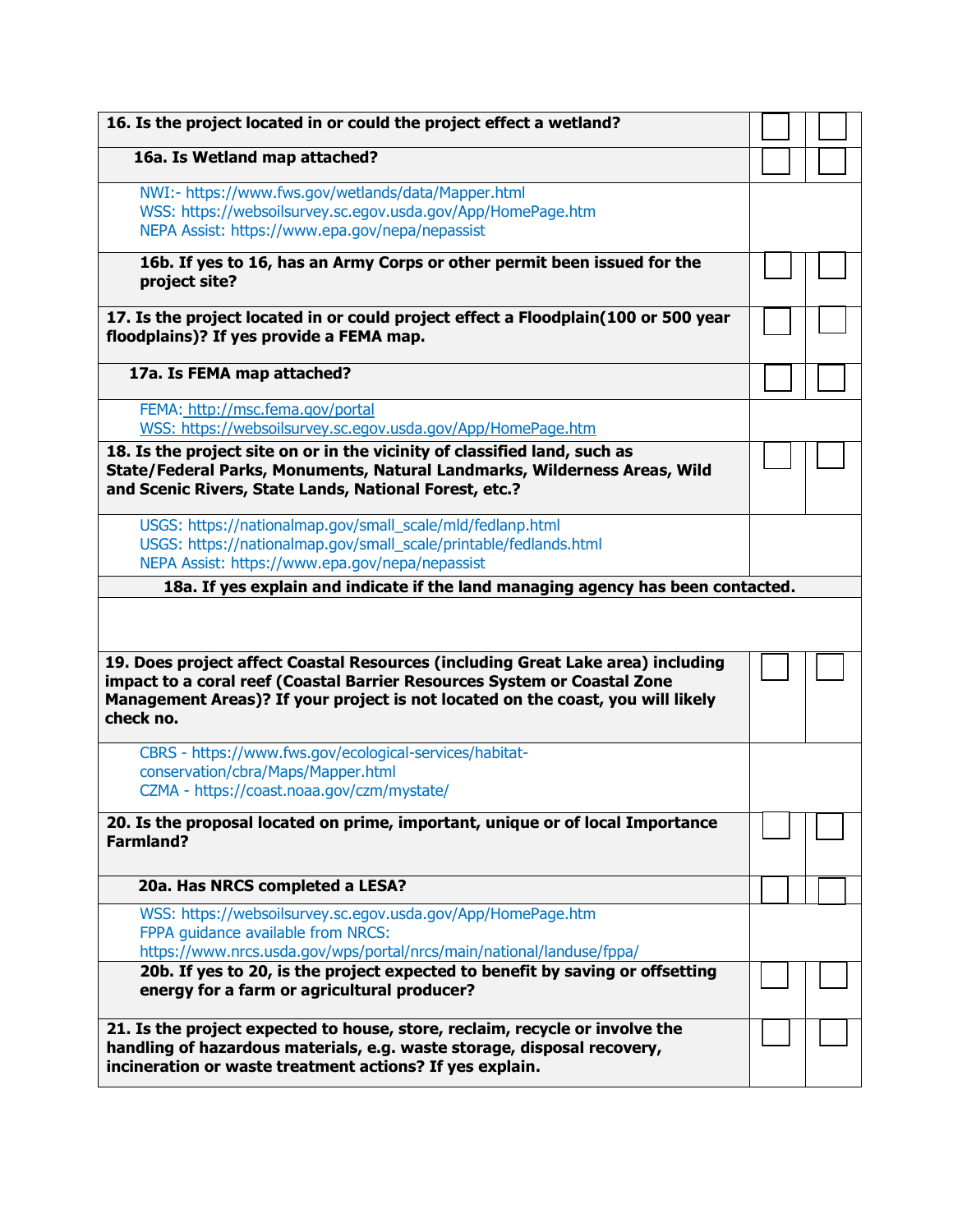| | | |
|---|---|---|
| **16. Is the project located in or could the project effect a wetland?** | ☐ | ☐ |
| **16a. Is Wetland map attached?** | ☐ | ☐ |
| NWI:- https://www.fws.gov/wetlands/data/Mapper.html<br>WSS: https://websoilsurvey.sc.egov.usda.gov/App/HomePage.htm<br>NEPA Assist: https://www.epa.gov/nepa/nepassist | | |
| **16b. If yes to 16, has an Army Corps or other permit been issued for the project site?** | ☐ | ☐ |
| **17. Is the project located in or could project effect a Floodplain(100 or 500 year floodplains)? If yes provide a FEMA map.** | ☐ | ☐ |
| **17a. Is FEMA map attached?** | ☐ | ☐ |
| FEMA: http://msc.fema.gov/portal<br>WSS: https://websoilsurvey.sc.egov.usda.gov/App/HomePage.htm | | |
| **18. Is the project site on or in the vicinity of classified land, such as State/Federal Parks, Monuments, Natural Landmarks, Wilderness Areas, Wild and Scenic Rivers, State Lands, National Forest, etc.?** | ☐ | ☐ |
| USGS: https://nationalmap.gov/small_scale/mld/fedlanp.html<br>USGS: https://nationalmap.gov/small_scale/printable/fedlands.html<br>NEPA Assist: https://www.epa.gov/nepa/nepassist | | |
| **18a. If yes explain and indicate if the land managing agency has been contacted.** | | |
| | | |
| **19. Does project affect Coastal Resources (including Great Lake area) including impact to a coral reef (Coastal Barrier Resources System or Coastal Zone Management Areas)? If your project is not located on the coast, you will likely check no.** | ☐ | ☐ |
| CBRS - https://www.fws.gov/ecological-services/habitat-conservation/cbra/Maps/Mapper.html<br>CZMA - https://coast.noaa.gov/czm/mystate/ | | |
| **20. Is the proposal located on prime, important, unique or of local Importance Farmland?** | ☐ | ☐ |
| **20a. Has NRCS completed a LESA?** | ☐ | ☐ |
| WSS: https://websoilsurvey.sc.egov.usda.gov/App/HomePage.htm<br>FPPA guidance available from NRCS:<br>https://www.nrcs.usda.gov/wps/portal/nrcs/main/national/landuse/fppa/ | | |
| **20b. If yes to 20, is the project expected to benefit by saving or offsetting energy for a farm or agricultural producer?** | ☐ | ☐ |
| **21. Is the project expected to house, store, reclaim, recycle or involve the handling of hazardous materials, e.g. waste storage, disposal recovery, incineration or waste treatment actions? If yes explain.** | ☐ | ☐ |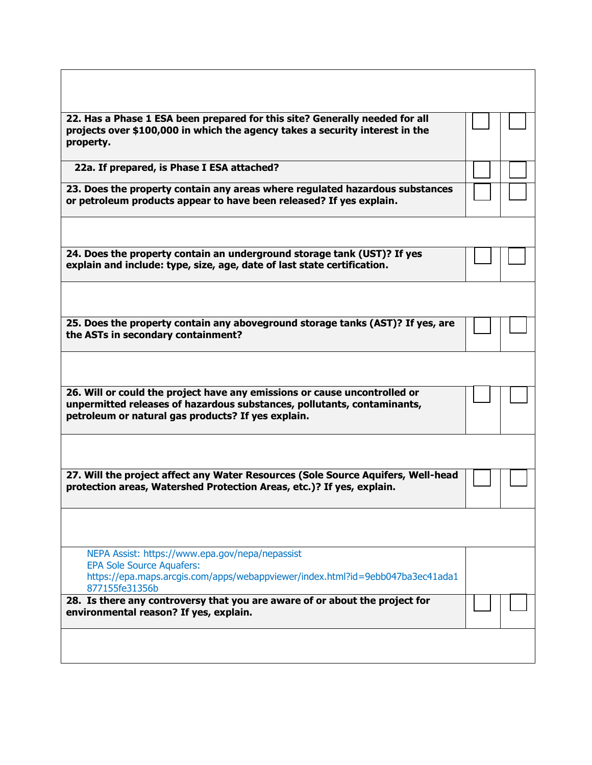| | | |
|---|---|---|
| | | |
| **22. Has a Phase 1 ESA been prepared for this site? Generally needed for all projects over $100,000 in which the agency takes a security interest in the property.** | ☐ | ☐ |
| **22a. If prepared, is Phase I ESA attached?** | ☐ | ☐ |
| **23. Does the property contain any areas where regulated hazardous substances or petroleum products appear to have been released? If yes explain.** | ☐ | ☐ |
| | | |
| **24. Does the property contain an underground storage tank (UST)? If yes explain and include: type, size, age, date of last state certification.** | ☐ | ☐ |
| | | |
| **25. Does the property contain any aboveground storage tanks (AST)? If yes, are the ASTs in secondary containment?** | ☐ | ☐ |
| | | |
| **26. Will or could the project have any emissions or cause uncontrolled or unpermitted releases of hazardous substances, pollutants, contaminants, petroleum or natural gas products? If yes explain.** | ☐ | ☐ |
| | | |
| **27. Will the project affect any Water Resources (Sole Source Aquifers, Well-head protection areas, Watershed Protection Areas, etc.)? If yes, explain.** | ☐ | ☐ |
| | | |
| NEPA Assist: https://www.epa.gov/nepa/nepassist<br>EPA Sole Source Aquafers:<br>https://epa.maps.arcgis.com/apps/webappviewer/index.html?id=9ebb047ba3ec41ada1877155fe31356b | | |
| **28. Is there any controversy that you are aware of or about the project for environmental reason? If yes, explain.** | ☐ | ☐ |
| | | |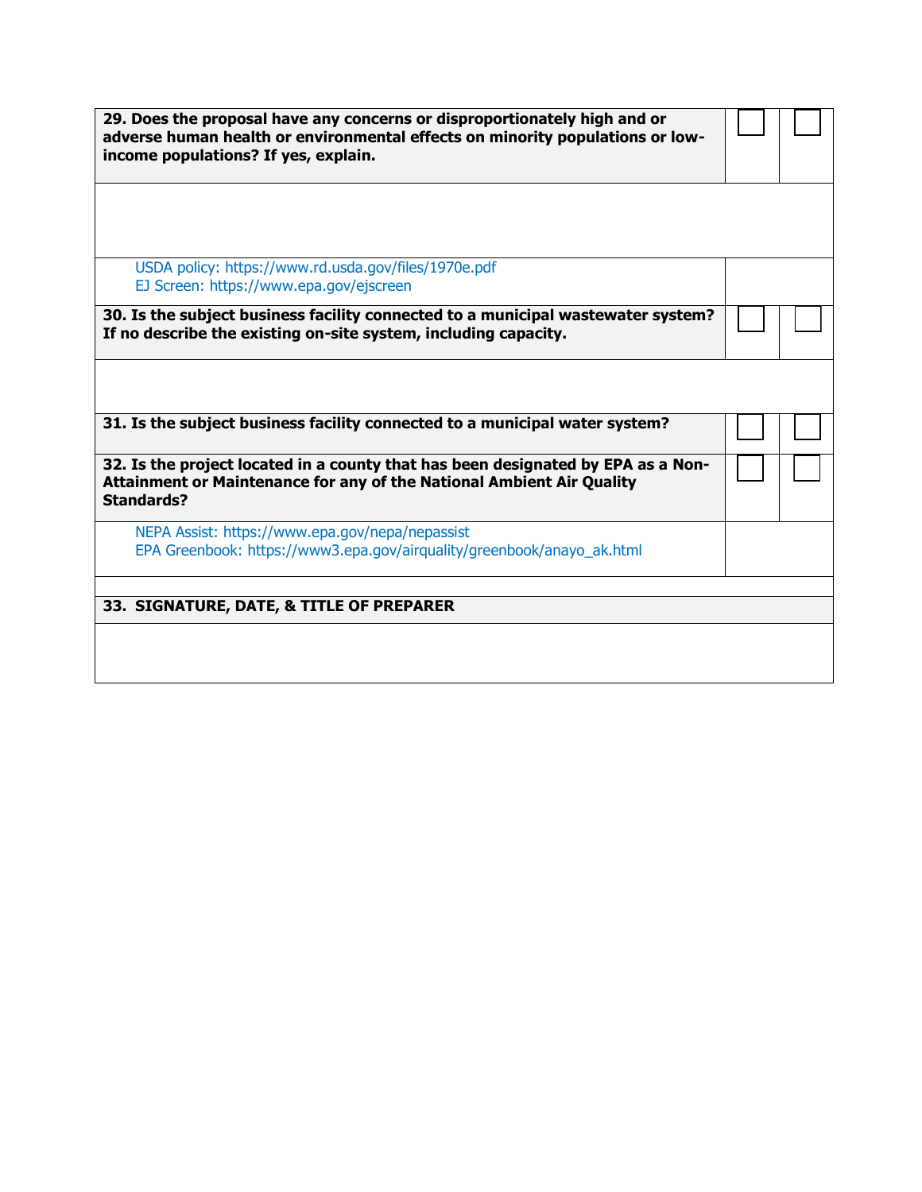| | | |
|---|---|---|
| **29. Does the proposal have any concerns or disproportionately high and or adverse human health or environmental effects on minority populations or low-income populations? If yes, explain.** | ☐ | ☐ |
| | | |
| USDA policy: https://www.rd.usda.gov/files/1970e.pdf<br>EJ Screen: https://www.epa.gov/ejscreen | | |
| **30. Is the subject business facility connected to a municipal wastewater system? If no describe the existing on-site system, including capacity.** | ☐ | ☐ |
| | | |
| **31. Is the subject business facility connected to a municipal water system?** | ☐ | ☐ |
| **32. Is the project located in a county that has been designated by EPA as a Non-Attainment or Maintenance for any of the National Ambient Air Quality Standards?** | ☐ | ☐ |
| NEPA Assist: https://www.epa.gov/nepa/nepassist<br>EPA Greenbook: https://www3.epa.gov/airquality/greenbook/anayo_ak.html | | |
| **33. SIGNATURE, DATE, & TITLE OF PREPARER** | | |
| | | |